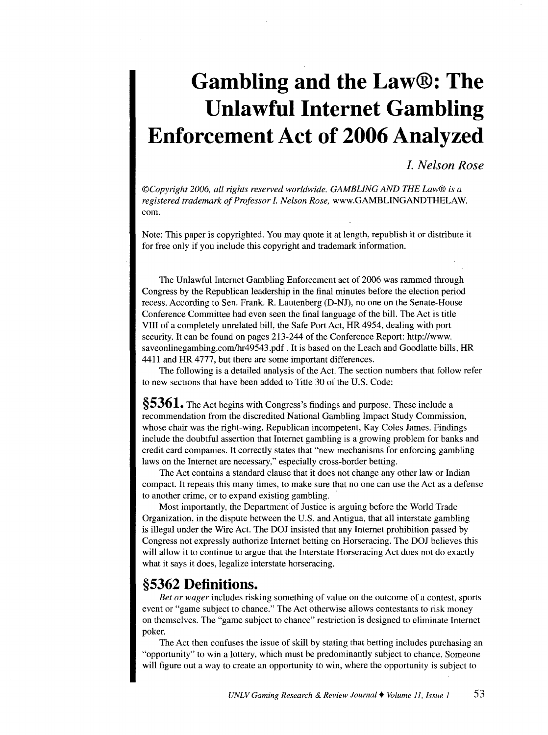# Gambling and the Law®: The Unlawful Internet Gambling Enforcement Act of 2006 Analyzed

*I. Nelson Rose*

*©Copyright 2006, all rights reserved worldwide. GAMBLING AND THE Law® is a registered trademark of Professor I. Nelson Rose,* www.GAMBLINGANDTHELAW.com.

Note: This paper is copyrighted. You may quote it at length, republish it or distribute it for free only if you include this copyright and trademark information.

The Unlawful Internet Gambling Enforcement act of 2006 was rammed through Congress by the Republican leadership in the final minutes before the election period recess. According to Sen. Frank. R. Lautenberg (D-NJ), no one on the Senate-House Conference Committee had even seen the final language of the bill. The Act is title VIII of a completely unrelated bill, the Safe Port Act, HR 4954, dealing with port security. It can be found on pages 213-244 of the Conference Report: http://www.saveonlinegambling.com/hr49543.pdf . It is based on the Leach and Goodlatte bills, HR 4411 and HR 4777, but there are some important differences.

The following is a detailed analysis of the Act. The section numbers that follow refer to new sections that have been added to Title 30 of the U.S. Code:

**§5361.** The Act begins with Congress's findings and purpose. These include a recommendation from the discredited National Gambling Impact Study Commission, whose chair was the right-wing, Republican incompetent, Kay Coles James. Findings include the doubtful assertion that Internet gambling is a growing problem for banks and credit card companies. It correctly states that "new mechanisms for enforcing gambling laws on the Internet are necessary," especially cross-border betting.

The Act contains a standard clause that it does not change any other law or Indian compact. It repeats this many times, to make sure that no one can use the Act as a defense to another crime, or to expand existing gambling.

Most importantly, the Department of Justice is arguing before the World Trade Organization, in the dispute between the U.S. and Antigua, that all interstate gambling is illegal under the Wire Act. The DOJ insisted that any Internet prohibition passed by Congress not expressly authorize Internet betting on Horseracing. The DOJ believes this will allow it to continue to argue that the Interstate Horseracing Act does not do exactly what it says it does, legalize interstate horseracing.

## §5362 Definitions.

*Bet or wager* includes risking something of value on the outcome of a contest, sports event or "game subject to chance." The Act otherwise allows contestants to risk money on themselves. The "game subject to chance" restriction is designed to eliminate Internet poker.

The Act then confuses the issue of skill by stating that betting includes purchasing an "opportunity" to win a lottery, which must be predominantly subject to chance. Someone will figure out a way to create an opportunity to win, where the opportunity is subject to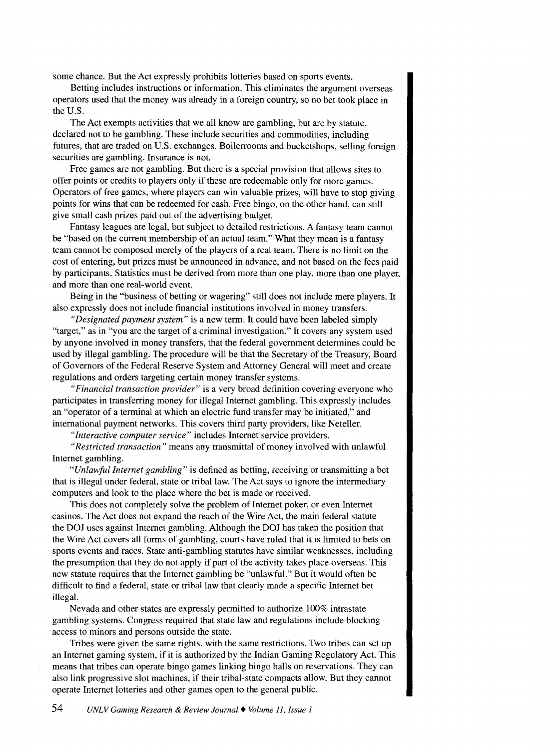some chance. But the Act expressly prohibits lotteries based on sports events.

Betting includes instructions or information. This eliminates the argument overseas operators used that the money was already in a foreign country, so no bet took place in the U.S.

The Act exempts activities that we all know are gambling, but are by statute, declared not to be gambling. These include securities and commodities, including futures, that are traded on U.S. exchanges. Boilerrooms and bucketshops, selling foreign securities are gambling. Insurance is not.

Free games are not gambling. But there is a special provision that allows sites to offer points or credits to players only if these are redeemable only for more games. Operators of free games, where players can win valuable prizes, will have to stop giving points for wins that can be redeemed for cash. Free bingo, on the other hand, can still give small cash prizes paid out of the advertising budget.

Fantasy leagues are legal, but subject to detailed restrictions. A fantasy team cannot be "based on the current membership of an actual team." What they mean is a fantasy team cannot be composed merely of the players of a real team. There is no limit on the cost of entering, but prizes must be announced in advance, and not based on the fees paid by participants. Statistics must be derived from more than one play, more than one player, and more than one real-world event.

Being in the "business of betting or wagering" still does not include mere players. It also expressly does not include financial institutions involved in money transfers.

*"Designated payment system"* is a new term. It could have been labeled simply "target," as in "you are the target of a criminal investigation." It covers any system used by anyone involved in money transfers, that the federal government determines could be used by illegal gambling. The procedure will be that the Secretary of the Treasury, Board of Governors of the Federal Reserve System and Attorney General will meet and create regulations and orders targeting certain money transfer systems.

*"Financial transaction provider"* is a very broad definition covering everyone who participates in transferring money for illegal Internet gambling. This expressly includes an "operator of a terminal at which an electric fund transfer may be initiated," and international payment networks. This covers third party providers, like Neteller.

*"Interactive computer service"* includes Internet service providers.

*"Restricted transaction"* means any transmittal of money involved with unlawful Internet gambling.

*"Unlawful Internet gambling"* is defined as betting, receiving or transmitting a bet that is illegal under federal, state or tribal law. The Act says to ignore the intermediary computers and look to the place where the bet is made or received.

This does not completely solve the problem of Internet poker, or even Internet casinos. The Act does not expand the reach of the Wire Act, the main federal statute the DOJ uses against Internet gambling. Although the DOJ has taken the position that the Wire Act covers all forms of gambling, courts have ruled that it is limited to bets on sports events and races. State anti-gambling statutes have similar weaknesses, including the presumption that they do not apply if part of the activity takes place overseas. This new statute requires that the Internet gambling be "unlawful." But it would often be difficult to find a federal, state or tribal law that clearly made a specific Internet bet illegal.

Nevada and other states are expressly permitted to authorize 100% intrastate gambling systems. Congress required that state law and regulations include blocking access to minors and persons outside the state.

Tribes were given the same rights, with the same restrictions. Two tribes can set up an Internet gaming system, if it is authorized by the Indian Gaming Regulatory Act. This means that tribes can operate bingo games linking bingo halls on reservations. They can also link progressive slot machines, if their tribal-state compacts allow. But they cannot operate Internet lotteries and other games open to the general public.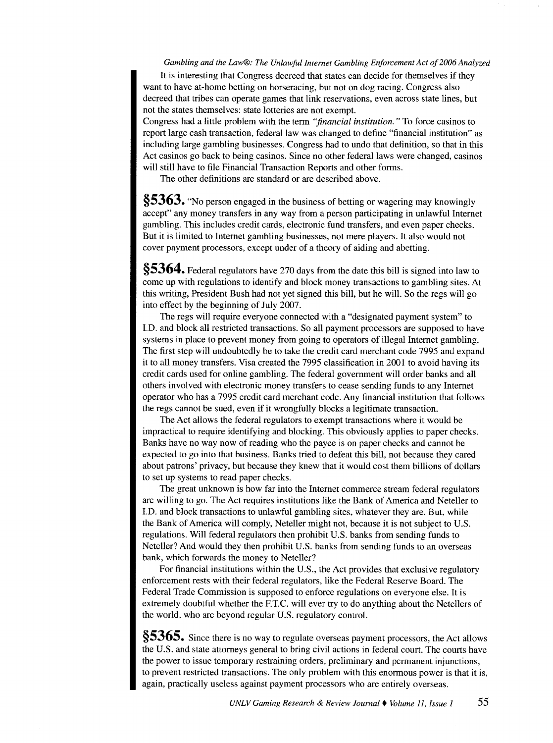It is interesting that Congress decreed that states can decide for themselves if they want to have at-home betting on horseracing, but not on dog racing. Congress also decreed that tribes can operate games that link reservations, even across state lines, but not the states themselves: state lotteries are not exempt.

Congress had a little problem with the term *"financial institution."* To force casinos to report large cash transaction, federal law was changed to define "financial institution" as including large gambling businesses. Congress had to undo that definition, so that in this Act casinos go back to being casinos. Since no other federal laws were changed, casinos will still have to file Financial Transaction Reports and other forms.

The other definitions are standard or are described above.

**§5363.** "No person engaged in the business of betting or wagering may knowingly accept" any money transfers in any way from a person participating in unlawful Internet gambling. This includes credit cards, electronic fund transfers, and even paper checks. But it is limited to Internet gambling businesses, not mere players. It also would not cover payment processors, except under of a theory of aiding and abetting.

**§5364.** Federal regulators have 270 days from the date this bill is signed into law to come up with regulations to identify and block money transactions to gambling sites. At this writing, President Bush had not yet signed this bill, but he will. So the regs will go into effect by the beginning of July 2007.

The regs will require everyone connected with a "designated payment system" to I.D. and block all restricted transactions. So all payment processors are supposed to have systems in place to prevent money from going to operators of illegal Internet gambling. The first step will undoubtedly be to take the credit card merchant code 7995 and expand it to all money transfers. Visa created the 7995 classification in 2001 to avoid having its credit cards used for online gambling. The federal government will order banks and all others involved with electronic money transfers to cease sending funds to any Internet operator who has a 7995 credit card merchant code. Any financial institution that follows the regs cannot be sued, even if it wrongfully blocks a legitimate transaction.

The Act allows the federal regulators to exempt transactions where it would be impractical to require identifying and blocking. This obviously applies to paper checks. Banks have no way now of reading who the payee is on paper checks and cannot be expected to go into that business. Banks tried to defeat this bill, not because they cared about patrons' privacy, but because they knew that it would cost them billions of dollars to set up systems to read paper checks.

The great unknown is how far into the Internet commerce stream federal regulators are willing to go. The Act requires institutions like the Bank of America and Neteller to I.D. and block transactions to unlawful gambling sites, whatever they are. But, while the Bank of America will comply, Neteller might not, because it is not subject to U.S. regulations. Will federal regulators then prohibit U.S. banks from sending funds to Neteller? And would they then prohibit U.S. banks from sending funds to an overseas bank, which forwards the money to Neteller?

For financial institutions within the U.S., the Act provides that exclusive regulatory enforcement rests with their federal regulators, like the Federal Reserve Board. The Federal Trade Commission is supposed to enforce regulations on everyone else. It is extremely doubtful whether the F.T.C. will ever try to do anything about the Netellers of the world, who are beyond regular U.S. regulatory control.

**§5365.** Since there is no way to regulate overseas payment processors, the Act allows the U.S. and state attorneys general to bring civil actions in federal court. The courts have the power to issue temporary restraining orders, preliminary and permanent injunctions, to prevent restricted transactions. The only problem with this enormous power is that it is, again, practically useless against payment processors who are entirely overseas.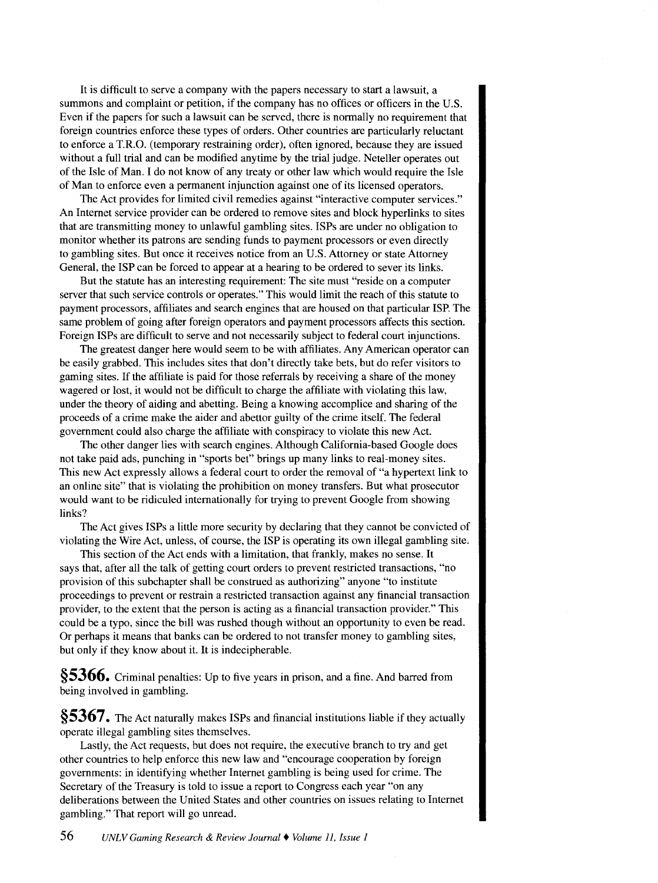It is difficult to serve a company with the papers necessary to start a lawsuit, a summons and complaint or petition, if the company has no offices or officers in the U.S. Even if the papers for such a lawsuit can be served, there is normally no requirement that foreign countries enforce these types of orders. Other countries are particularly reluctant to enforce a T.R.O. (temporary restraining order), often ignored, because they are issued without a full trial and can be modified anytime by the trial judge. Neteller operates out of the Isle of Man. I do not know of any treaty or other law which would require the Isle of Man to enforce even a permanent injunction against one of its licensed operators.

The Act provides for limited civil remedies against "interactive computer services." An Internet service provider can be ordered to remove sites and block hyperlinks to sites that are transmitting money to unlawful gambling sites. ISPs are under no obligation to monitor whether its patrons are sending funds to payment processors or even directly to gambling sites. But once it receives notice from an U.S. Attorney or state Attorney General, the ISP can be forced to appear at a hearing to be ordered to sever its links.

But the statute has an interesting requirement: The site must "reside on a computer server that such service controls or operates." This would limit the reach of this statute to payment processors, affiliates and search engines that are housed on that particular ISP. The same problem of going after foreign operators and payment processors affects this section. Foreign ISPs are difficult to serve and not necessarily subject to federal court injunctions.

The greatest danger here would seem to be with affiliates. Any American operator can be easily grabbed. This includes sites that don't directly take bets, but do refer visitors to gaming sites. If the affiliate is paid for those referrals by receiving a share of the money wagered or lost, it would not be difficult to charge the affiliate with violating this law, under the theory of aiding and abetting. Being a knowing accomplice and sharing of the proceeds of a crime make the aider and abettor guilty of the crime itself. The federal government could also charge the affiliate with conspiracy to violate this new Act.

The other danger lies with search engines. Although California-based Google does not take paid ads, punching in "sports bet" brings up many links to real-money sites. This new Act expressly allows a federal court to order the removal of "a hypertext link to an online site" that is violating the prohibition on money transfers. But what prosecutor would want to be ridiculed internationally for trying to prevent Google from showing links?

The Act gives ISPs a little more security by declaring that they cannot be convicted of violating the Wire Act, unless, of course, the ISP is operating its own illegal gambling site.

This section of the Act ends with a limitation, that frankly, makes no sense. It says that, after all the talk of getting court orders to prevent restricted transactions, "no provision of this subchapter shall be construed as authorizing" anyone "to institute proceedings to prevent or restrain a restricted transaction against any financial transaction provider, to the extent that the person is acting as a financial transaction provider." This could be a typo, since the bill was rushed though without an opportunity to even be read. Or perhaps it means that banks can be ordered to not transfer money to gambling sites, but only if they know about it. It is indecipherable.

**§5366.** Criminal penalties: Up to five years in prison, and a fine. And barred from being involved in gambling.

**§5367.** The Act naturally makes ISPs and financial institutions liable if they actually operate illegal gambling sites themselves.

Lastly, the Act requests, but does not require, the executive branch to try and get other countries to help enforce this new law and "encourage cooperation by foreign governments: in identifying whether Internet gambling is being used for crime. The Secretary of the Treasury is told to issue a report to Congress each year "on any deliberations between the United States and other countries on issues relating to Internet gambling." That report will go unread.